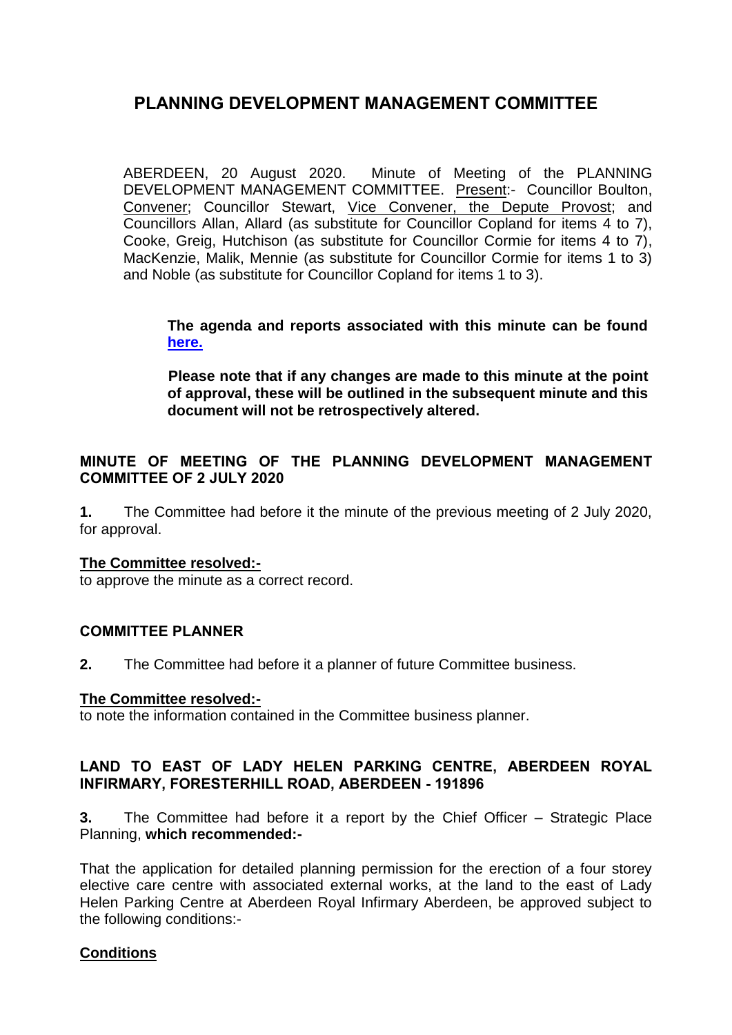# PLANNING DEVELOPMENT MANAGEMENT COMMITTEE

ABERDEEN, 20 August 2020. Minute of Meeting of the PLANNING DEVELOPMENT MANAGEMENT COMMITTEE. Present:- Councillor Boulton, Convener; Councillor Stewart, Vice Convener, the Depute Provost; and Councillors Allan, Allard (as substitute for Councillor Copland for items 4 to 7), Cooke, Greig, Hutchison (as substitute for Councillor Cormie for items 4 to 7), MacKenzie, Malik, Mennie (as substitute for Councillor Cormie for items 1 to 3) and Noble (as substitute for Councillor Copland for items 1 to 3).

> **The agenda and reports associated with this minute can be found [here.](#)**
>
> **Please note that if any changes are made to this minute at the point of approval, these will be outlined in the subsequent minute and this document will not be retrospectively altered.**

## MINUTE OF MEETING OF THE PLANNING DEVELOPMENT MANAGEMENT COMMITTEE OF 2 JULY 2020

**1.** The Committee had before it the minute of the previous meeting of 2 July 2020, for approval.

**The Committee resolved:-**
to approve the minute as a correct record.

## COMMITTEE PLANNER

**2.** The Committee had before it a planner of future Committee business.

**The Committee resolved:-**
to note the information contained in the Committee business planner.

## LAND TO EAST OF LADY HELEN PARKING CENTRE, ABERDEEN ROYAL INFIRMARY, FORESTERHILL ROAD, ABERDEEN - 191896

**3.** The Committee had before it a report by the Chief Officer – Strategic Place Planning, **which recommended:-**

That the application for detailed planning permission for the erection of a four storey elective care centre with associated external works, at the land to the east of Lady Helen Parking Centre at Aberdeen Royal Infirmary Aberdeen, be approved subject to the following conditions:-

**Conditions**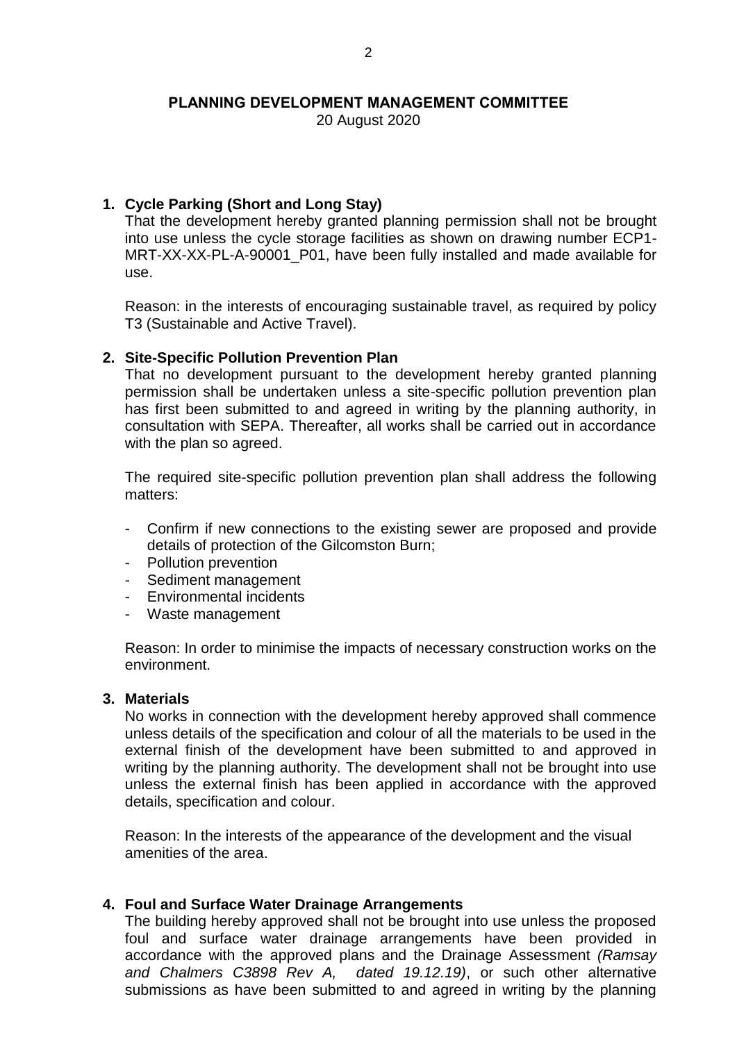**PLANNING DEVELOPMENT MANAGEMENT COMMITTEE**
20 August 2020

1. **Cycle Parking (Short and Long Stay)**
   That the development hereby granted planning permission shall not be brought into use unless the cycle storage facilities as shown on drawing number ECP1-MRT-XX-XX-PL-A-90001_P01, have been fully installed and made available for use.

   Reason: in the interests of encouraging sustainable travel, as required by policy T3 (Sustainable and Active Travel).

2. **Site-Specific Pollution Prevention Plan**
   That no development pursuant to the development hereby granted planning permission shall be undertaken unless a site-specific pollution prevention plan has first been submitted to and agreed in writing by the planning authority, in consultation with SEPA. Thereafter, all works shall be carried out in accordance with the plan so agreed.

   The required site-specific pollution prevention plan shall address the following matters:

   - Confirm if new connections to the existing sewer are proposed and provide details of protection of the Gilcomston Burn;
   - Pollution prevention
   - Sediment management
   - Environmental incidents
   - Waste management

   Reason: In order to minimise the impacts of necessary construction works on the environment.

3. **Materials**
   No works in connection with the development hereby approved shall commence unless details of the specification and colour of all the materials to be used in the external finish of the development have been submitted to and approved in writing by the planning authority. The development shall not be brought into use unless the external finish has been applied in accordance with the approved details, specification and colour.

   Reason: In the interests of the appearance of the development and the visual amenities of the area.

4. **Foul and Surface Water Drainage Arrangements**
   The building hereby approved shall not be brought into use unless the proposed foul and surface water drainage arrangements have been provided in accordance with the approved plans and the Drainage Assessment *(Ramsay and Chalmers C3898 Rev A, dated 19.12.19)*, or such other alternative submissions as have been submitted to and agreed in writing by the planning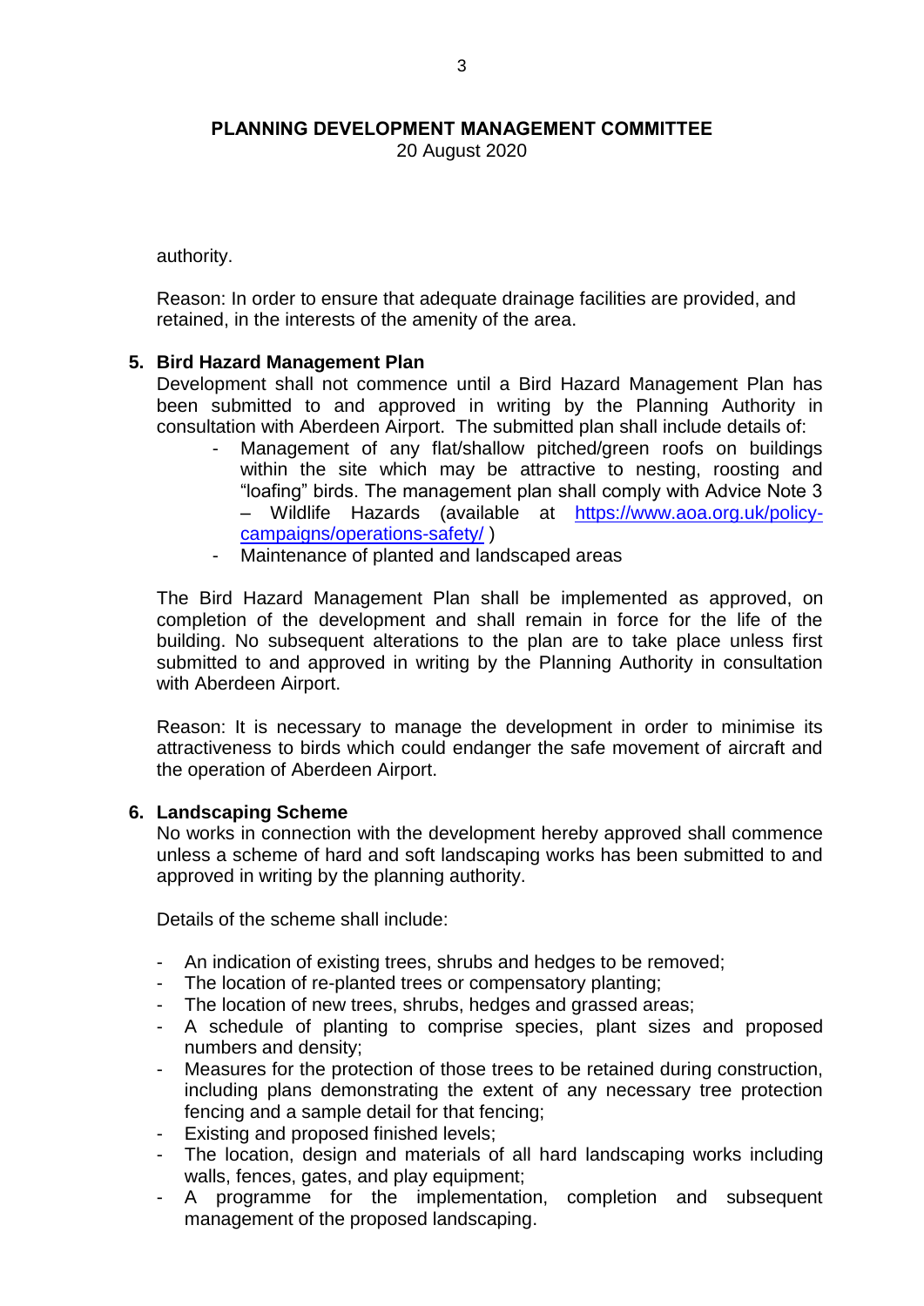authority.

Reason: In order to ensure that adequate drainage facilities are provided, and retained, in the interests of the amenity of the area.

**5. Bird Hazard Management Plan**

Development shall not commence until a Bird Hazard Management Plan has been submitted to and approved in writing by the Planning Authority in consultation with Aberdeen Airport. The submitted plan shall include details of:

- Management of any flat/shallow pitched/green roofs on buildings within the site which may be attractive to nesting, roosting and "loafing" birds. The management plan shall comply with Advice Note 3 – Wildlife Hazards (available at [https://www.aoa.org.uk/policy-campaigns/operations-safety/](https://www.aoa.org.uk/policy-campaigns/operations-safety/) )
- Maintenance of planted and landscaped areas

The Bird Hazard Management Plan shall be implemented as approved, on completion of the development and shall remain in force for the life of the building. No subsequent alterations to the plan are to take place unless first submitted to and approved in writing by the Planning Authority in consultation with Aberdeen Airport.

Reason: It is necessary to manage the development in order to minimise its attractiveness to birds which could endanger the safe movement of aircraft and the operation of Aberdeen Airport.

**6. Landscaping Scheme**

No works in connection with the development hereby approved shall commence unless a scheme of hard and soft landscaping works has been submitted to and approved in writing by the planning authority.

Details of the scheme shall include:

- An indication of existing trees, shrubs and hedges to be removed;
- The location of re-planted trees or compensatory planting;
- The location of new trees, shrubs, hedges and grassed areas;
- A schedule of planting to comprise species, plant sizes and proposed numbers and density;
- Measures for the protection of those trees to be retained during construction, including plans demonstrating the extent of any necessary tree protection fencing and a sample detail for that fencing;
- Existing and proposed finished levels;
- The location, design and materials of all hard landscaping works including walls, fences, gates, and play equipment;
- A programme for the implementation, completion and subsequent management of the proposed landscaping.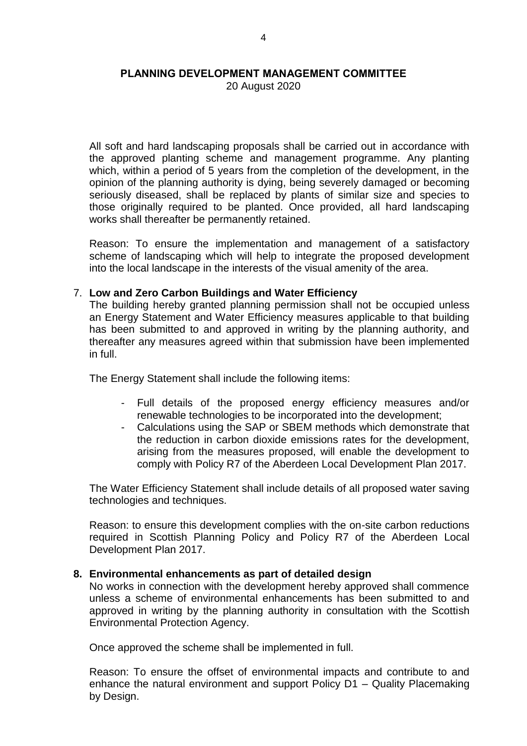All soft and hard landscaping proposals shall be carried out in accordance with the approved planting scheme and management programme. Any planting which, within a period of 5 years from the completion of the development, in the opinion of the planning authority is dying, being severely damaged or becoming seriously diseased, shall be replaced by plants of similar size and species to those originally required to be planted. Once provided, all hard landscaping works shall thereafter be permanently retained.

Reason: To ensure the implementation and management of a satisfactory scheme of landscaping which will help to integrate the proposed development into the local landscape in the interests of the visual amenity of the area.

7. **Low and Zero Carbon Buildings and Water Efficiency**

The building hereby granted planning permission shall not be occupied unless an Energy Statement and Water Efficiency measures applicable to that building has been submitted to and approved in writing by the planning authority, and thereafter any measures agreed within that submission have been implemented in full.

The Energy Statement shall include the following items:

- Full details of the proposed energy efficiency measures and/or renewable technologies to be incorporated into the development;
- Calculations using the SAP or SBEM methods which demonstrate that the reduction in carbon dioxide emissions rates for the development, arising from the measures proposed, will enable the development to comply with Policy R7 of the Aberdeen Local Development Plan 2017.

The Water Efficiency Statement shall include details of all proposed water saving technologies and techniques.

Reason: to ensure this development complies with the on-site carbon reductions required in Scottish Planning Policy and Policy R7 of the Aberdeen Local Development Plan 2017.

8. **Environmental enhancements as part of detailed design**

No works in connection with the development hereby approved shall commence unless a scheme of environmental enhancements has been submitted to and approved in writing by the planning authority in consultation with the Scottish Environmental Protection Agency.

Once approved the scheme shall be implemented in full.

Reason: To ensure the offset of environmental impacts and contribute to and enhance the natural environment and support Policy D1 – Quality Placemaking by Design.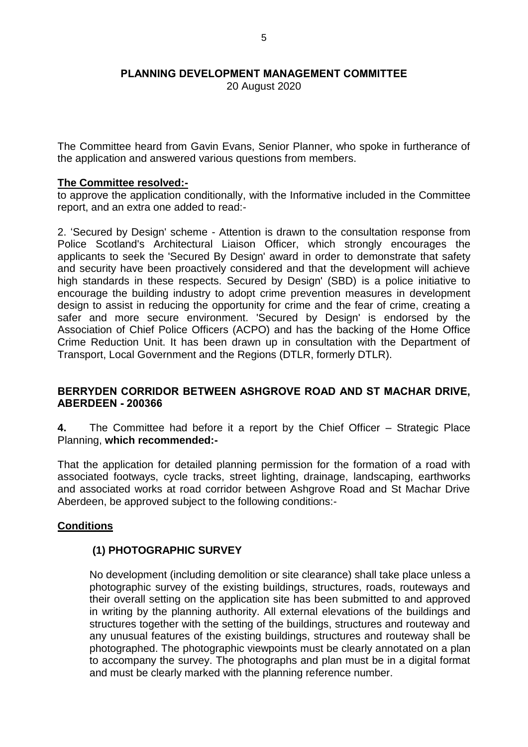**PLANNING DEVELOPMENT MANAGEMENT COMMITTEE**

20 August 2020

The Committee heard from Gavin Evans, Senior Planner, who spoke in furtherance of the application and answered various questions from members.

**The Committee resolved:-**

to approve the application conditionally, with the Informative included in the Committee report, and an extra one added to read:-

2. 'Secured by Design' scheme - Attention is drawn to the consultation response from Police Scotland's Architectural Liaison Officer, which strongly encourages the applicants to seek the 'Secured By Design' award in order to demonstrate that safety and security have been proactively considered and that the development will achieve high standards in these respects. Secured by Design' (SBD) is a police initiative to encourage the building industry to adopt crime prevention measures in development design to assist in reducing the opportunity for crime and the fear of crime, creating a safer and more secure environment. 'Secured by Design' is endorsed by the Association of Chief Police Officers (ACPO) and has the backing of the Home Office Crime Reduction Unit. It has been drawn up in consultation with the Department of Transport, Local Government and the Regions (DTLR, formerly DTLR).

## BERRYDEN CORRIDOR BETWEEN ASHGROVE ROAD AND ST MACHAR DRIVE, ABERDEEN - 200366

**4.** The Committee had before it a report by the Chief Officer – Strategic Place Planning, **which recommended:-**

That the application for detailed planning permission for the formation of a road with associated footways, cycle tracks, street lighting, drainage, landscaping, earthworks and associated works at road corridor between Ashgrove Road and St Machar Drive Aberdeen, be approved subject to the following conditions:-

**Conditions**

**(1) PHOTOGRAPHIC SURVEY**

No development (including demolition or site clearance) shall take place unless a photographic survey of the existing buildings, structures, roads, routeways and their overall setting on the application site has been submitted to and approved in writing by the planning authority. All external elevations of the buildings and structures together with the setting of the buildings, structures and routeway and any unusual features of the existing buildings, structures and routeway shall be photographed. The photographic viewpoints must be clearly annotated on a plan to accompany the survey. The photographs and plan must be in a digital format and must be clearly marked with the planning reference number.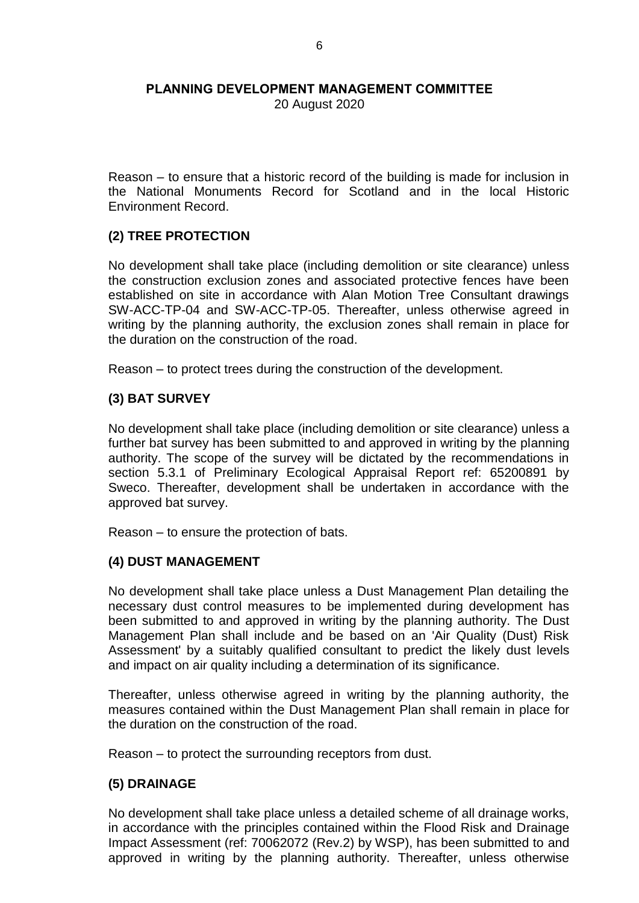Reason – to ensure that a historic record of the building is made for inclusion in the National Monuments Record for Scotland and in the local Historic Environment Record.

**(2) TREE PROTECTION**

No development shall take place (including demolition or site clearance) unless the construction exclusion zones and associated protective fences have been established on site in accordance with Alan Motion Tree Consultant drawings SW-ACC-TP-04 and SW-ACC-TP-05. Thereafter, unless otherwise agreed in writing by the planning authority, the exclusion zones shall remain in place for the duration on the construction of the road.

Reason – to protect trees during the construction of the development.

**(3) BAT SURVEY**

No development shall take place (including demolition or site clearance) unless a further bat survey has been submitted to and approved in writing by the planning authority. The scope of the survey will be dictated by the recommendations in section 5.3.1 of Preliminary Ecological Appraisal Report ref: 65200891 by Sweco. Thereafter, development shall be undertaken in accordance with the approved bat survey.

Reason – to ensure the protection of bats.

**(4) DUST MANAGEMENT**

No development shall take place unless a Dust Management Plan detailing the necessary dust control measures to be implemented during development has been submitted to and approved in writing by the planning authority. The Dust Management Plan shall include and be based on an 'Air Quality (Dust) Risk Assessment' by a suitably qualified consultant to predict the likely dust levels and impact on air quality including a determination of its significance.

Thereafter, unless otherwise agreed in writing by the planning authority, the measures contained within the Dust Management Plan shall remain in place for the duration on the construction of the road.

Reason – to protect the surrounding receptors from dust.

**(5) DRAINAGE**

No development shall take place unless a detailed scheme of all drainage works, in accordance with the principles contained within the Flood Risk and Drainage Impact Assessment (ref: 70062072 (Rev.2) by WSP), has been submitted to and approved in writing by the planning authority. Thereafter, unless otherwise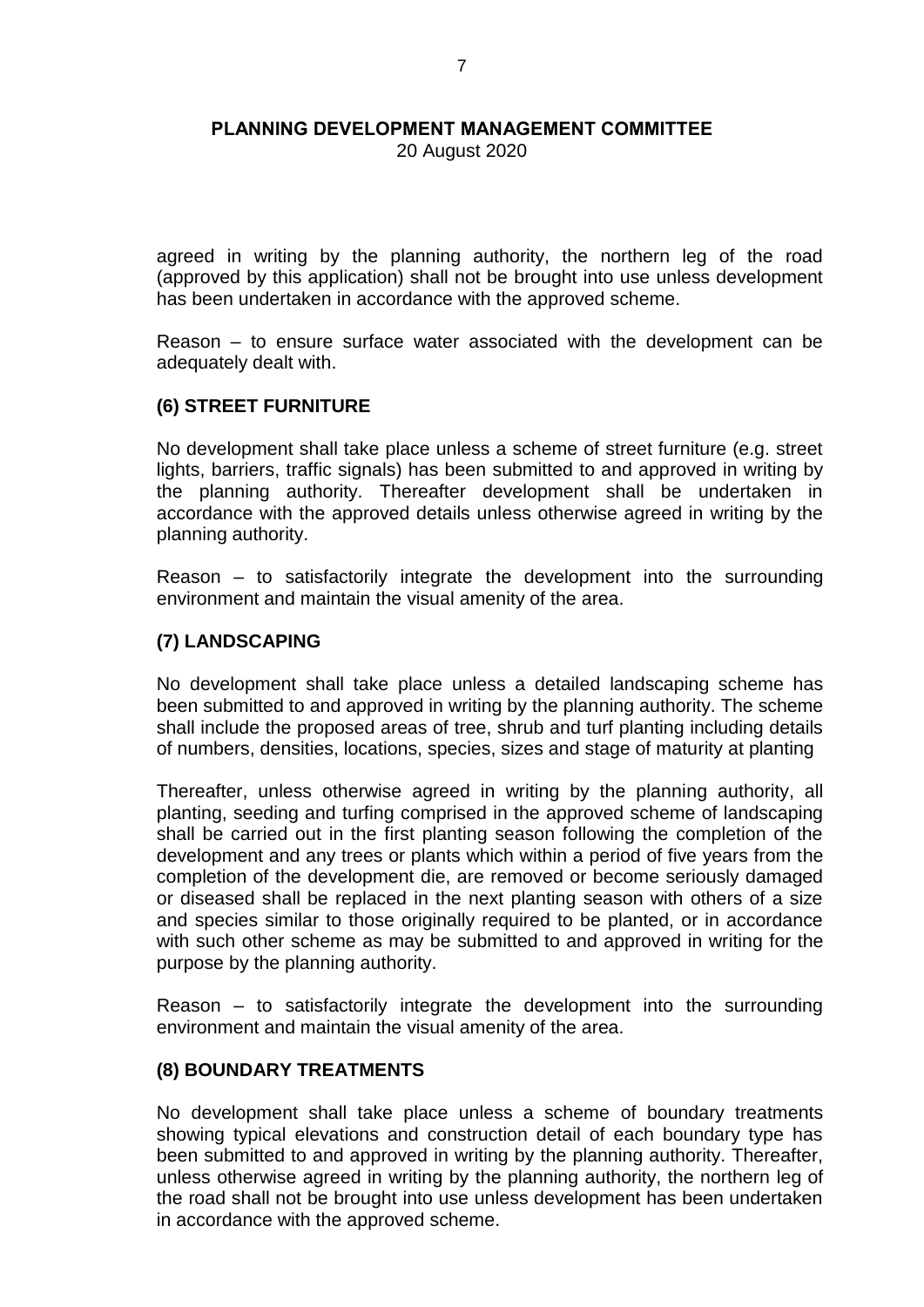agreed in writing by the planning authority, the northern leg of the road (approved by this application) shall not be brought into use unless development has been undertaken in accordance with the approved scheme.

Reason – to ensure surface water associated with the development can be adequately dealt with.

**(6) STREET FURNITURE**

No development shall take place unless a scheme of street furniture (e.g. street lights, barriers, traffic signals) has been submitted to and approved in writing by the planning authority. Thereafter development shall be undertaken in accordance with the approved details unless otherwise agreed in writing by the planning authority.

Reason – to satisfactorily integrate the development into the surrounding environment and maintain the visual amenity of the area.

**(7) LANDSCAPING**

No development shall take place unless a detailed landscaping scheme has been submitted to and approved in writing by the planning authority. The scheme shall include the proposed areas of tree, shrub and turf planting including details of numbers, densities, locations, species, sizes and stage of maturity at planting

Thereafter, unless otherwise agreed in writing by the planning authority, all planting, seeding and turfing comprised in the approved scheme of landscaping shall be carried out in the first planting season following the completion of the development and any trees or plants which within a period of five years from the completion of the development die, are removed or become seriously damaged or diseased shall be replaced in the next planting season with others of a size and species similar to those originally required to be planted, or in accordance with such other scheme as may be submitted to and approved in writing for the purpose by the planning authority.

Reason – to satisfactorily integrate the development into the surrounding environment and maintain the visual amenity of the area.

**(8) BOUNDARY TREATMENTS**

No development shall take place unless a scheme of boundary treatments showing typical elevations and construction detail of each boundary type has been submitted to and approved in writing by the planning authority. Thereafter, unless otherwise agreed in writing by the planning authority, the northern leg of the road shall not be brought into use unless development has been undertaken in accordance with the approved scheme.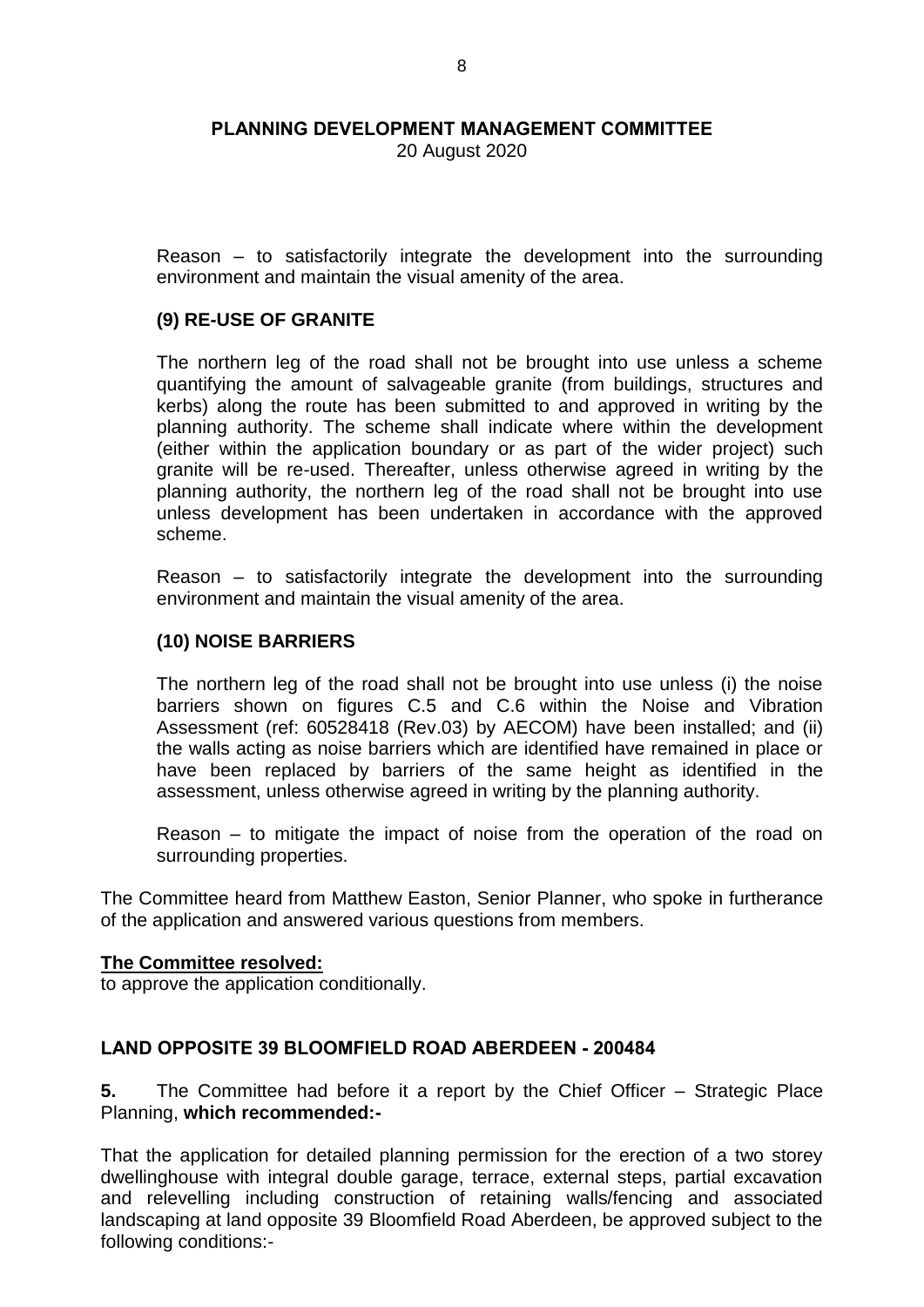Reason – to satisfactorily integrate the development into the surrounding environment and maintain the visual amenity of the area.

**(9) RE-USE OF GRANITE**

The northern leg of the road shall not be brought into use unless a scheme quantifying the amount of salvageable granite (from buildings, structures and kerbs) along the route has been submitted to and approved in writing by the planning authority. The scheme shall indicate where within the development (either within the application boundary or as part of the wider project) such granite will be re-used. Thereafter, unless otherwise agreed in writing by the planning authority, the northern leg of the road shall not be brought into use unless development has been undertaken in accordance with the approved scheme.

Reason – to satisfactorily integrate the development into the surrounding environment and maintain the visual amenity of the area.

**(10) NOISE BARRIERS**

The northern leg of the road shall not be brought into use unless (i) the noise barriers shown on figures C.5 and C.6 within the Noise and Vibration Assessment (ref: 60528418 (Rev.03) by AECOM) have been installed; and (ii) the walls acting as noise barriers which are identified have remained in place or have been replaced by barriers of the same height as identified in the assessment, unless otherwise agreed in writing by the planning authority.

Reason – to mitigate the impact of noise from the operation of the road on surrounding properties.

The Committee heard from Matthew Easton, Senior Planner, who spoke in furtherance of the application and answered various questions from members.

**The Committee resolved:**
to approve the application conditionally.

## LAND OPPOSITE 39 BLOOMFIELD ROAD ABERDEEN - 200484

**5.** The Committee had before it a report by the Chief Officer – Strategic Place Planning, **which recommended:-**

That the application for detailed planning permission for the erection of a two storey dwellinghouse with integral double garage, terrace, external steps, partial excavation and relevelling including construction of retaining walls/fencing and associated landscaping at land opposite 39 Bloomfield Road Aberdeen, be approved subject to the following conditions:-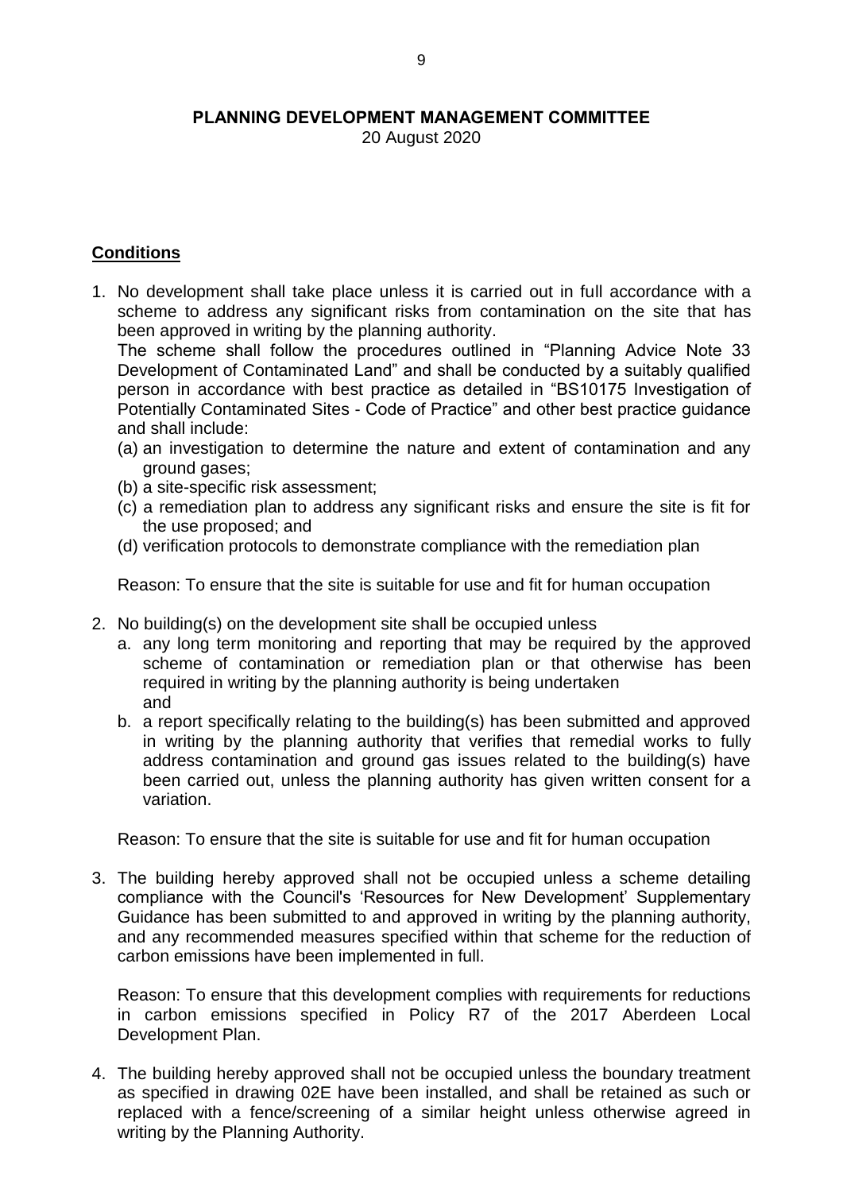**PLANNING DEVELOPMENT MANAGEMENT COMMITTEE**
20 August 2020

## Conditions

1. No development shall take place unless it is carried out in full accordance with a scheme to address any significant risks from contamination on the site that has been approved in writing by the planning authority.
   The scheme shall follow the procedures outlined in "Planning Advice Note 33 Development of Contaminated Land" and shall be conducted by a suitably qualified person in accordance with best practice as detailed in "BS10175 Investigation of Potentially Contaminated Sites - Code of Practice" and other best practice guidance and shall include:
   (a) an investigation to determine the nature and extent of contamination and any ground gases;
   (b) a site-specific risk assessment;
   (c) a remediation plan to address any significant risks and ensure the site is fit for the use proposed; and
   (d) verification protocols to demonstrate compliance with the remediation plan

   Reason: To ensure that the site is suitable for use and fit for human occupation

2. No building(s) on the development site shall be occupied unless
   a. any long term monitoring and reporting that may be required by the approved scheme of contamination or remediation plan or that otherwise has been required in writing by the planning authority is being undertaken and
   b. a report specifically relating to the building(s) has been submitted and approved in writing by the planning authority that verifies that remedial works to fully address contamination and ground gas issues related to the building(s) have been carried out, unless the planning authority has given written consent for a variation.

   Reason: To ensure that the site is suitable for use and fit for human occupation

3. The building hereby approved shall not be occupied unless a scheme detailing compliance with the Council's 'Resources for New Development' Supplementary Guidance has been submitted to and approved in writing by the planning authority, and any recommended measures specified within that scheme for the reduction of carbon emissions have been implemented in full.

   Reason: To ensure that this development complies with requirements for reductions in carbon emissions specified in Policy R7 of the 2017 Aberdeen Local Development Plan.

4. The building hereby approved shall not be occupied unless the boundary treatment as specified in drawing 02E have been installed, and shall be retained as such or replaced with a fence/screening of a similar height unless otherwise agreed in writing by the Planning Authority.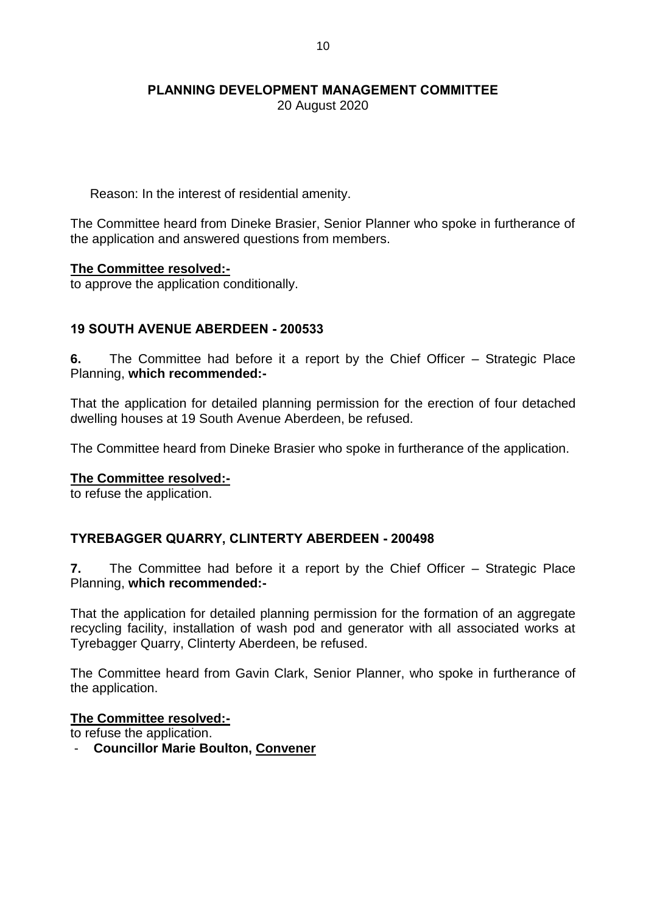Reason: In the interest of residential amenity.

The Committee heard from Dineke Brasier, Senior Planner who spoke in furtherance of the application and answered questions from members.

**The Committee resolved:-**
to approve the application conditionally.

## 19 SOUTH AVENUE ABERDEEN - 200533

**6.** The Committee had before it a report by the Chief Officer – Strategic Place Planning, **which recommended:-**

That the application for detailed planning permission for the erection of four detached dwelling houses at 19 South Avenue Aberdeen, be refused.

The Committee heard from Dineke Brasier who spoke in furtherance of the application.

**The Committee resolved:-**
to refuse the application.

## TYREBAGGER QUARRY, CLINTERTY ABERDEEN - 200498

**7.** The Committee had before it a report by the Chief Officer – Strategic Place Planning, **which recommended:-**

That the application for detailed planning permission for the formation of an aggregate recycling facility, installation of wash pod and generator with all associated works at Tyrebagger Quarry, Clinterty Aberdeen, be refused.

The Committee heard from Gavin Clark, Senior Planner, who spoke in furtherance of the application.

**The Committee resolved:-**
to refuse the application.

- **Councillor Marie Boulton, Convener**